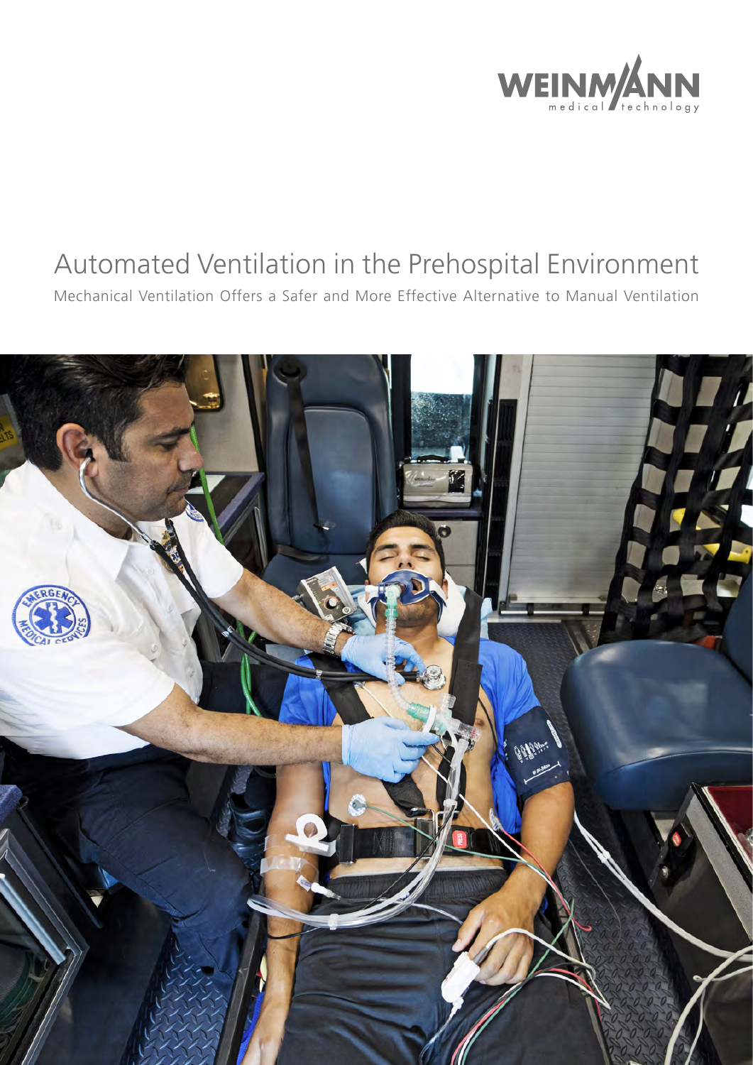WEINMANN

medical technology

# Automated Ventilation in the Prehospital Environment

Mechanical Ventilation Offers a Safer and More Effective Alternative to Manual Ventilation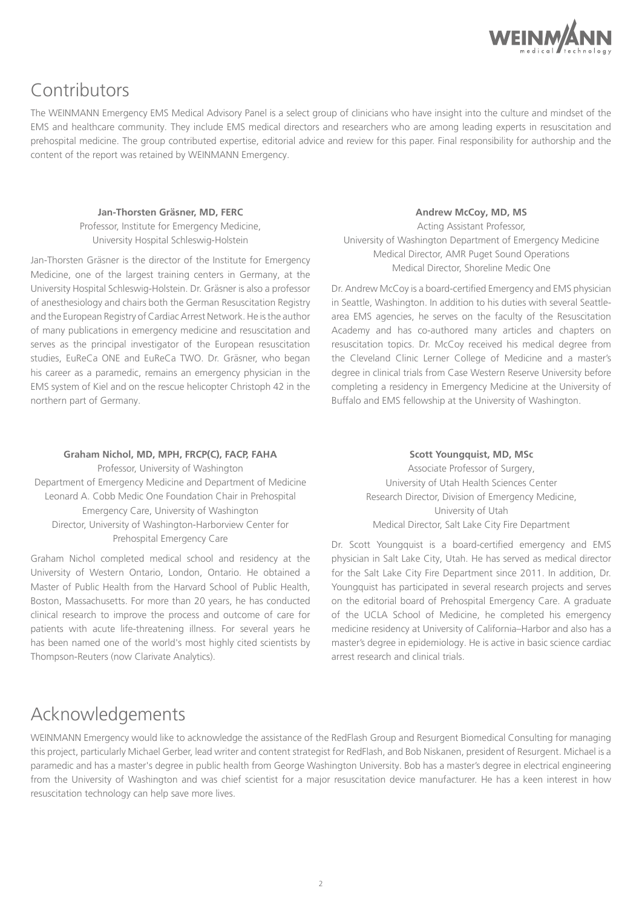# Contributors

The WEINMANN Emergency EMS Medical Advisory Panel is a select group of clinicians who have insight into the culture and mindset of the EMS and healthcare community. They include EMS medical directors and researchers who are among leading experts in resuscitation and prehospital medicine. The group contributed expertise, editorial advice and review for this paper. Final responsibility for authorship and the content of the report was retained by WEINMANN Emergency.

**Jan-Thorsten Gräsner, MD, FERC**
Professor, Institute for Emergency Medicine,
University Hospital Schleswig-Holstein

Jan-Thorsten Gräsner is the director of the Institute for Emergency Medicine, one of the largest training centers in Germany, at the University Hospital Schleswig-Holstein. Dr. Gräsner is also a professor of anesthesiology and chairs both the German Resuscitation Registry and the European Registry of Cardiac Arrest Network. He is the author of many publications in emergency medicine and resuscitation and serves as the principal investigator of the European resuscitation studies, EuReCa ONE and EuReCa TWO. Dr. Gräsner, who began his career as a paramedic, remains an emergency physician in the EMS system of Kiel and on the rescue helicopter Christoph 42 in the northern part of Germany.

**Andrew McCoy, MD, MS**
Acting Assistant Professor,
University of Washington Department of Emergency Medicine
Medical Director, AMR Puget Sound Operations
Medical Director, Shoreline Medic One

Dr. Andrew McCoy is a board-certified Emergency and EMS physician in Seattle, Washington. In addition to his duties with several Seattle-area EMS agencies, he serves on the faculty of the Resuscitation Academy and has co-authored many articles and chapters on resuscitation topics. Dr. McCoy received his medical degree from the Cleveland Clinic Lerner College of Medicine and a master's degree in clinical trials from Case Western Reserve University before completing a residency in Emergency Medicine at the University of Buffalo and EMS fellowship at the University of Washington.

**Graham Nichol, MD, MPH, FRCP(C), FACP, FAHA**
Professor, University of Washington
Department of Emergency Medicine and Department of Medicine
Leonard A. Cobb Medic One Foundation Chair in Prehospital Emergency Care, University of Washington
Director, University of Washington-Harborview Center for Prehospital Emergency Care

Graham Nichol completed medical school and residency at the University of Western Ontario, London, Ontario. He obtained a Master of Public Health from the Harvard School of Public Health, Boston, Massachusetts. For more than 20 years, he has conducted clinical research to improve the process and outcome of care for patients with acute life-threatening illness. For several years he has been named one of the world's most highly cited scientists by Thompson-Reuters (now Clarivate Analytics).

**Scott Youngquist, MD, MSc**
Associate Professor of Surgery,
University of Utah Health Sciences Center
Research Director, Division of Emergency Medicine,
University of Utah
Medical Director, Salt Lake City Fire Department

Dr. Scott Youngquist is a board-certified emergency and EMS physician in Salt Lake City, Utah. He has served as medical director for the Salt Lake City Fire Department since 2011. In addition, Dr. Youngquist has participated in several research projects and serves on the editorial board of Prehospital Emergency Care. A graduate of the UCLA School of Medicine, he completed his emergency medicine residency at University of California–Harbor and also has a master's degree in epidemiology. He is active in basic science cardiac arrest research and clinical trials.

# Acknowledgements

WEINMANN Emergency would like to acknowledge the assistance of the RedFlash Group and Resurgent Biomedical Consulting for managing this project, particularly Michael Gerber, lead writer and content strategist for RedFlash, and Bob Niskanen, president of Resurgent. Michael is a paramedic and has a master's degree in public health from George Washington University. Bob has a master's degree in electrical engineering from the University of Washington and was chief scientist for a major resuscitation device manufacturer. He has a keen interest in how resuscitation technology can help save more lives.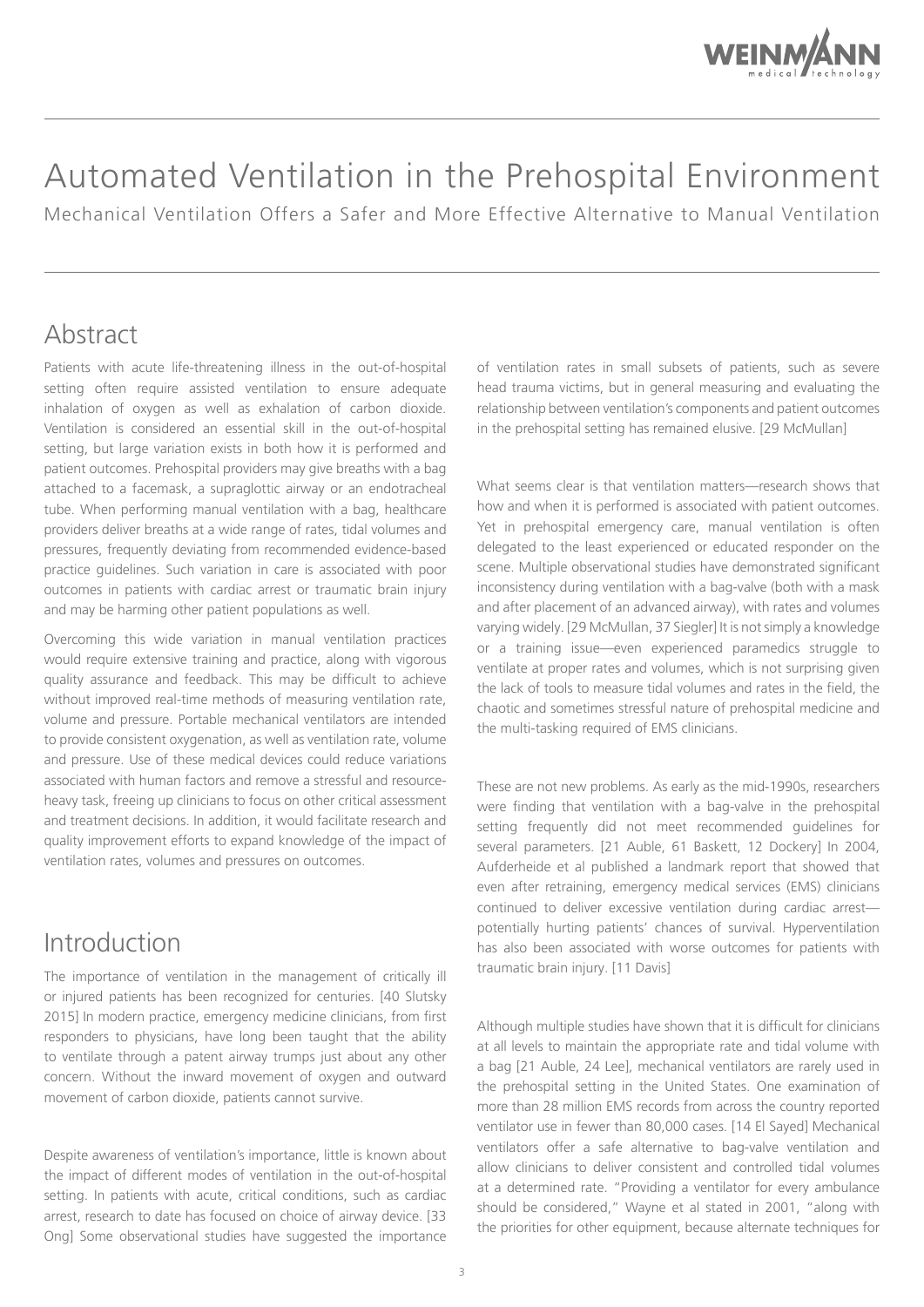# Automated Ventilation in the Prehospital Environment

Mechanical Ventilation Offers a Safer and More Effective Alternative to Manual Ventilation

## Abstract

Patients with acute life-threatening illness in the out-of-hospital setting often require assisted ventilation to ensure adequate inhalation of oxygen as well as exhalation of carbon dioxide. Ventilation is considered an essential skill in the out-of-hospital setting, but large variation exists in both how it is performed and patient outcomes. Prehospital providers may give breaths with a bag attached to a facemask, a supraglottic airway or an endotracheal tube. When performing manual ventilation with a bag, healthcare providers deliver breaths at a wide range of rates, tidal volumes and pressures, frequently deviating from recommended evidence-based practice guidelines. Such variation in care is associated with poor outcomes in patients with cardiac arrest or traumatic brain injury and may be harming other patient populations as well.

Overcoming this wide variation in manual ventilation practices would require extensive training and practice, along with vigorous quality assurance and feedback. This may be difficult to achieve without improved real-time methods of measuring ventilation rate, volume and pressure. Portable mechanical ventilators are intended to provide consistent oxygenation, as well as ventilation rate, volume and pressure. Use of these medical devices could reduce variations associated with human factors and remove a stressful and resource-heavy task, freeing up clinicians to focus on other critical assessment and treatment decisions. In addition, it would facilitate research and quality improvement efforts to expand knowledge of the impact of ventilation rates, volumes and pressures on outcomes.

## Introduction

The importance of ventilation in the management of critically ill or injured patients has been recognized for centuries. [40 Slutsky 2015] In modern practice, emergency medicine clinicians, from first responders to physicians, have long been taught that the ability to ventilate through a patent airway trumps just about any other concern. Without the inward movement of oxygen and outward movement of carbon dioxide, patients cannot survive.

Despite awareness of ventilation's importance, little is known about the impact of different modes of ventilation in the out-of-hospital setting. In patients with acute, critical conditions, such as cardiac arrest, research to date has focused on choice of airway device. [33 Ong] Some observational studies have suggested the importance of ventilation rates in small subsets of patients, such as severe head trauma victims, but in general measuring and evaluating the relationship between ventilation's components and patient outcomes in the prehospital setting has remained elusive. [29 McMullan]

What seems clear is that ventilation matters—research shows that how and when it is performed is associated with patient outcomes. Yet in prehospital emergency care, manual ventilation is often delegated to the least experienced or educated responder on the scene. Multiple observational studies have demonstrated significant inconsistency during ventilation with a bag-valve (both with a mask and after placement of an advanced airway), with rates and volumes varying widely. [29 McMullan, 37 Siegler] It is not simply a knowledge or a training issue—even experienced paramedics struggle to ventilate at proper rates and volumes, which is not surprising given the lack of tools to measure tidal volumes and rates in the field, the chaotic and sometimes stressful nature of prehospital medicine and the multi-tasking required of EMS clinicians.

These are not new problems. As early as the mid-1990s, researchers were finding that ventilation with a bag-valve in the prehospital setting frequently did not meet recommended guidelines for several parameters. [21 Auble, 61 Baskett, 12 Dockery] In 2004, Aufderheide et al published a landmark report that showed that even after retraining, emergency medical services (EMS) clinicians continued to deliver excessive ventilation during cardiac arrest—potentially hurting patients' chances of survival. Hyperventilation has also been associated with worse outcomes for patients with traumatic brain injury. [11 Davis]

Although multiple studies have shown that it is difficult for clinicians at all levels to maintain the appropriate rate and tidal volume with a bag [21 Auble, 24 Lee], mechanical ventilators are rarely used in the prehospital setting in the United States. One examination of more than 28 million EMS records from across the country reported ventilator use in fewer than 80,000 cases. [14 El Sayed] Mechanical ventilators offer a safe alternative to bag-valve ventilation and allow clinicians to deliver consistent and controlled tidal volumes at a determined rate. "Providing a ventilator for every ambulance should be considered," Wayne et al stated in 2001, "along with the priorities for other equipment, because alternate techniques for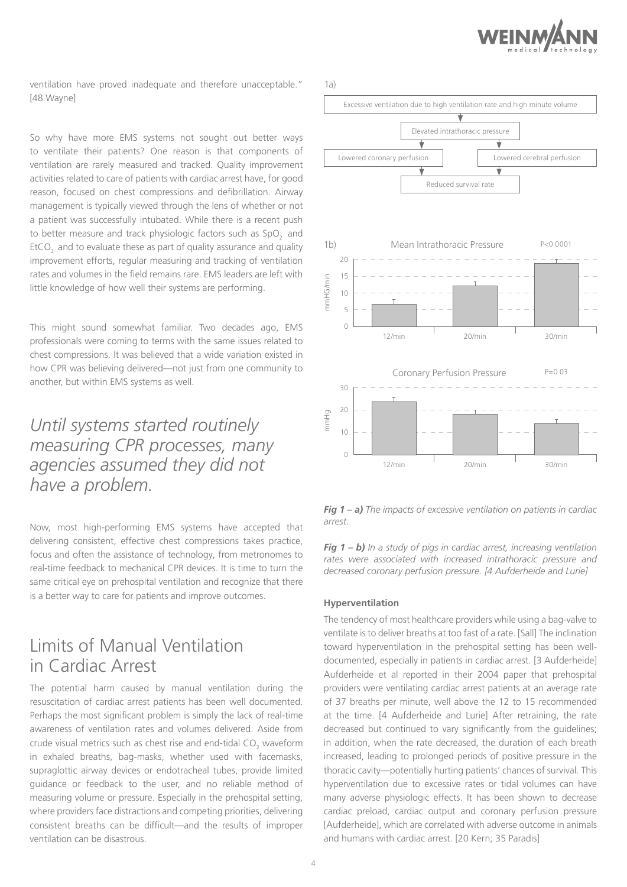ventilation have proved inadequate and therefore unacceptable." [48 Wayne]

So why have more EMS systems not sought out better ways to ventilate their patients? One reason is that components of ventilation are rarely measured and tracked. Quality improvement activities related to care of patients with cardiac arrest have, for good reason, focused on chest compressions and defibrillation. Airway management is typically viewed through the lens of whether or not a patient was successfully intubated. While there is a recent push to better measure and track physiologic factors such as $SpO_2$ and $EtCO_2$ and to evaluate these as part of quality assurance and quality improvement efforts, regular measuring and tracking of ventilation rates and volumes in the field remains rare. EMS leaders are left with little knowledge of how well their systems are performing.

This might sound somewhat familiar. Two decades ago, EMS professionals were coming to terms with the same issues related to chest compressions. It was believed that a wide variation existed in how CPR was believing delivered—not just from one community to another, but within EMS systems as well.

*Until systems started routinely measuring CPR processes, many agencies assumed they did not have a problem.*

Now, most high-performing EMS systems have accepted that delivering consistent, effective chest compressions takes practice, focus and often the assistance of technology, from metronomes to real-time feedback to mechanical CPR devices. It is time to turn the same critical eye on prehospital ventilation and recognize that there is a better way to care for patients and improve outcomes.

## Limits of Manual Ventilation in Cardiac Arrest

The potential harm caused by manual ventilation during the resuscitation of cardiac arrest patients has been well documented. Perhaps the most significant problem is simply the lack of real-time awareness of ventilation rates and volumes delivered. Aside from crude visual metrics such as chest rise and end-tidal $CO_2$ waveform in exhaled breaths, bag-masks, whether used with facemasks, supraglottic airway devices or endotracheal tubes, provide limited guidance or feedback to the user, and no reliable method of measuring volume or pressure. Especially in the prehospital setting, where providers face distractions and competing priorities, delivering consistent breaths can be difficult—and the results of improper ventilation can be disastrous.

1a)

Excessive ventilation due to high ventilation rate and high minute volume → Elevated intrathoracic pressure → Lowered coronary perfusion / Lowered cerebral perfusion → Reduced survival rate

1b)

Mean Intrathoracic Pressure (P<0.0001) — mmHG/min; 12/min, 20/min, 30/min

Coronary Perfusion Pressure (P=0.03) — mmHg; 12/min, 20/min, 30/min

***Fig 1 – a)*** *The impacts of excessive ventilation on patients in cardiac arrest.*

***Fig 1 – b)*** *In a study of pigs in cardiac arrest, increasing ventilation rates were associated with increased intrathoracic pressure and decreased coronary perfusion pressure. [4 Aufderheide and Lurie]*

#### Hyperventilation

The tendency of most healthcare providers while using a bag-valve to ventilate is to deliver breaths at too fast of a rate. [Sall] The inclination toward hyperventilation in the prehospital setting has been well-documented, especially in patients in cardiac arrest. [3 Aufderheide] Aufderheide et al reported in their 2004 paper that prehospital providers were ventilating cardiac arrest patients at an average rate of 37 breaths per minute, well above the 12 to 15 recommended at the time. [4 Aufderheide and Lurie] After retraining, the rate decreased but continued to vary significantly from the guidelines; in addition, when the rate decreased, the duration of each breath increased, leading to prolonged periods of positive pressure in the thoracic cavity—potentially hurting patients' chances of survival. This hyperventilation due to excessive rates or tidal volumes can have many adverse physiologic effects. It has been shown to decrease cardiac preload, cardiac output and coronary perfusion pressure [Aufderheide], which are correlated with adverse outcome in animals and humans with cardiac arrest. [20 Kern; 35 Paradis]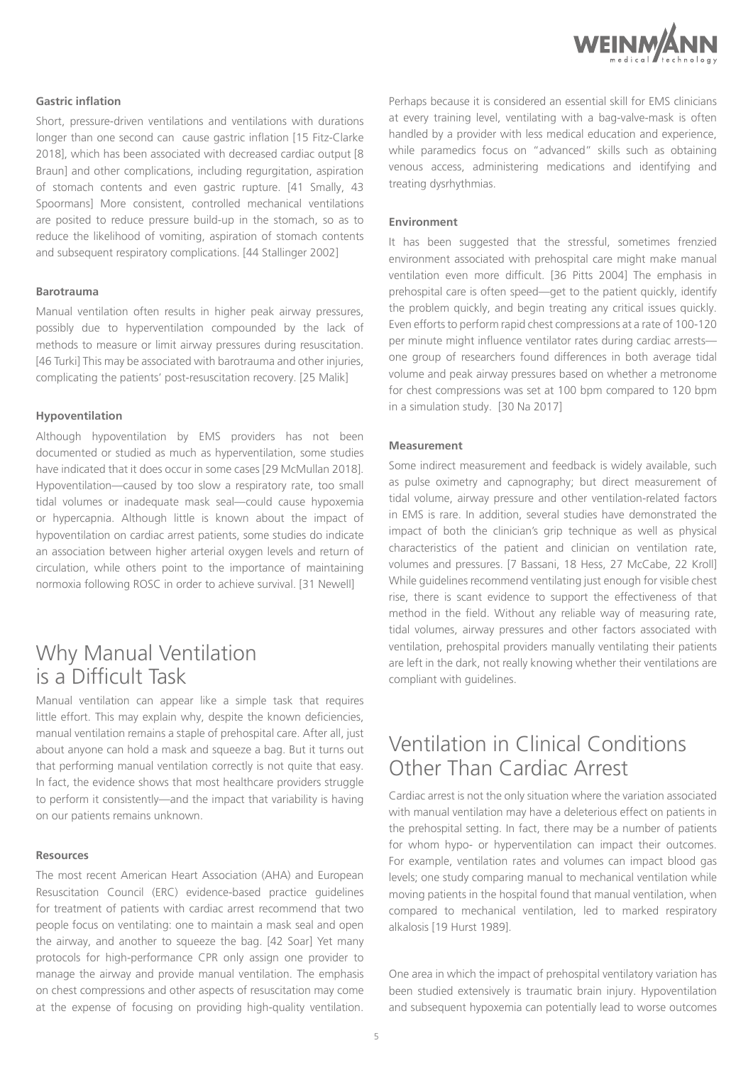### Gastric inflation

Short, pressure-driven ventilations and ventilations with durations longer than one second can cause gastric inflation [15 Fitz-Clarke 2018], which has been associated with decreased cardiac output [8 Braun] and other complications, including regurgitation, aspiration of stomach contents and even gastric rupture. [41 Smally, 43 Spoormans] More consistent, controlled mechanical ventilations are posited to reduce pressure build-up in the stomach, so as to reduce the likelihood of vomiting, aspiration of stomach contents and subsequent respiratory complications. [44 Stallinger 2002]

### Barotrauma

Manual ventilation often results in higher peak airway pressures, possibly due to hyperventilation compounded by the lack of methods to measure or limit airway pressures during resuscitation. [46 Turki] This may be associated with barotrauma and other injuries, complicating the patients' post-resuscitation recovery. [25 Malik]

### Hypoventilation

Although hypoventilation by EMS providers has not been documented or studied as much as hyperventilation, some studies have indicated that it does occur in some cases [29 McMullan 2018]. Hypoventilation—caused by too slow a respiratory rate, too small tidal volumes or inadequate mask seal—could cause hypoxemia or hypercapnia. Although little is known about the impact of hypoventilation on cardiac arrest patients, some studies do indicate an association between higher arterial oxygen levels and return of circulation, while others point to the importance of maintaining normoxia following ROSC in order to achieve survival. [31 Newell]

## Why Manual Ventilation is a Difficult Task

Manual ventilation can appear like a simple task that requires little effort. This may explain why, despite the known deficiencies, manual ventilation remains a staple of prehospital care. After all, just about anyone can hold a mask and squeeze a bag. But it turns out that performing manual ventilation correctly is not quite that easy. In fact, the evidence shows that most healthcare providers struggle to perform it consistently—and the impact that variability is having on our patients remains unknown.

### Resources

The most recent American Heart Association (AHA) and European Resuscitation Council (ERC) evidence-based practice guidelines for treatment of patients with cardiac arrest recommend that two people focus on ventilating: one to maintain a mask seal and open the airway, and another to squeeze the bag. [42 Soar] Yet many protocols for high-performance CPR only assign one provider to manage the airway and provide manual ventilation. The emphasis on chest compressions and other aspects of resuscitation may come at the expense of focusing on providing high-quality ventilation. Perhaps because it is considered an essential skill for EMS clinicians at every training level, ventilating with a bag-valve-mask is often handled by a provider with less medical education and experience, while paramedics focus on "advanced" skills such as obtaining venous access, administering medications and identifying and treating dysrhythmias.

### Environment

It has been suggested that the stressful, sometimes frenzied environment associated with prehospital care might make manual ventilation even more difficult. [36 Pitts 2004] The emphasis in prehospital care is often speed—get to the patient quickly, identify the problem quickly, and begin treating any critical issues quickly. Even efforts to perform rapid chest compressions at a rate of 100-120 per minute might influence ventilator rates during cardiac arrests—one group of researchers found differences in both average tidal volume and peak airway pressures based on whether a metronome for chest compressions was set at 100 bpm compared to 120 bpm in a simulation study. [30 Na 2017]

### Measurement

Some indirect measurement and feedback is widely available, such as pulse oximetry and capnography; but direct measurement of tidal volume, airway pressure and other ventilation-related factors in EMS is rare. In addition, several studies have demonstrated the impact of both the clinician's grip technique as well as physical characteristics of the patient and clinician on ventilation rate, volumes and pressures. [7 Bassani, 18 Hess, 27 McCabe, 22 Kroll] While guidelines recommend ventilating just enough for visible chest rise, there is scant evidence to support the effectiveness of that method in the field. Without any reliable way of measuring rate, tidal volumes, airway pressures and other factors associated with ventilation, prehospital providers manually ventilating their patients are left in the dark, not really knowing whether their ventilations are compliant with guidelines.

## Ventilation in Clinical Conditions Other Than Cardiac Arrest

Cardiac arrest is not the only situation where the variation associated with manual ventilation may have a deleterious effect on patients in the prehospital setting. In fact, there may be a number of patients for whom hypo- or hyperventilation can impact their outcomes. For example, ventilation rates and volumes can impact blood gas levels; one study comparing manual to mechanical ventilation while moving patients in the hospital found that manual ventilation, when compared to mechanical ventilation, led to marked respiratory alkalosis [19 Hurst 1989].

One area in which the impact of prehospital ventilatory variation has been studied extensively is traumatic brain injury. Hypoventilation and subsequent hypoxemia can potentially lead to worse outcomes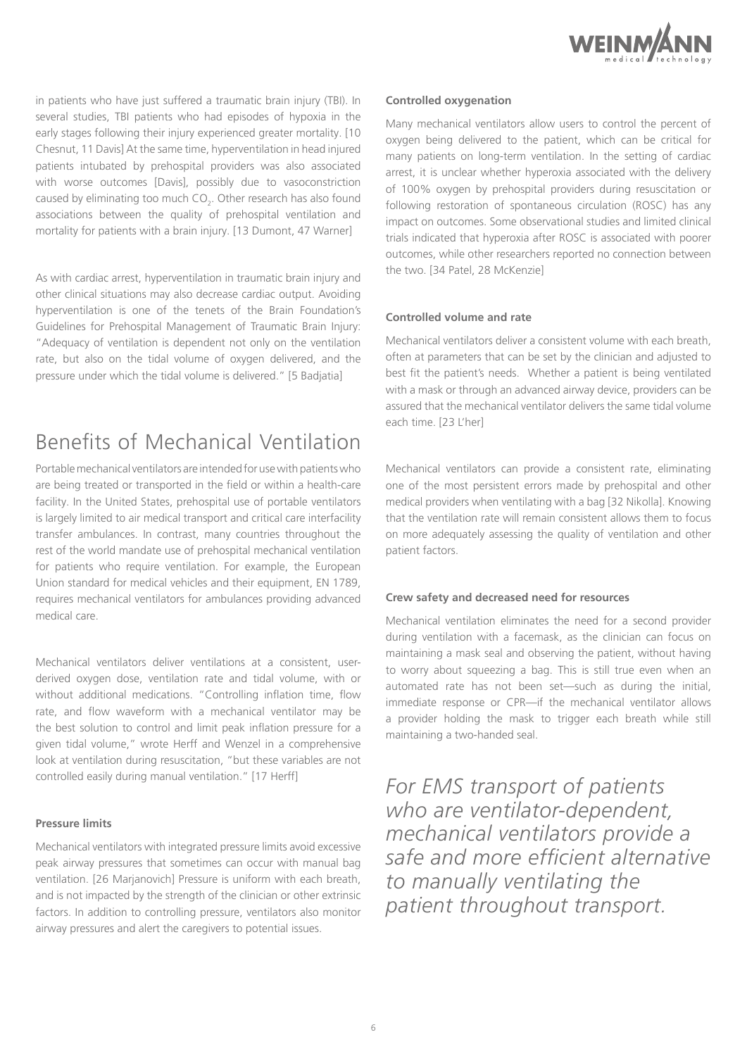in patients who have just suffered a traumatic brain injury (TBI). In several studies, TBI patients who had episodes of hypoxia in the early stages following their injury experienced greater mortality. [10 Chesnut, 11 Davis] At the same time, hyperventilation in head injured patients intubated by prehospital providers was also associated with worse outcomes [Davis], possibly due to vasoconstriction caused by eliminating too much $CO_2$. Other research has also found associations between the quality of prehospital ventilation and mortality for patients with a brain injury. [13 Dumont, 47 Warner]

As with cardiac arrest, hyperventilation in traumatic brain injury and other clinical situations may also decrease cardiac output. Avoiding hyperventilation is one of the tenets of the Brain Foundation's Guidelines for Prehospital Management of Traumatic Brain Injury: "Adequacy of ventilation is dependent not only on the ventilation rate, but also on the tidal volume of oxygen delivered, and the pressure under which the tidal volume is delivered." [5 Badjatia]

# Benefits of Mechanical Ventilation

Portable mechanical ventilators are intended for use with patients who are being treated or transported in the field or within a health-care facility. In the United States, prehospital use of portable ventilators is largely limited to air medical transport and critical care interfacility transfer ambulances. In contrast, many countries throughout the rest of the world mandate use of prehospital mechanical ventilation for patients who require ventilation. For example, the European Union standard for medical vehicles and their equipment, EN 1789, requires mechanical ventilators for ambulances providing advanced medical care.

Mechanical ventilators deliver ventilations at a consistent, user-derived oxygen dose, ventilation rate and tidal volume, with or without additional medications. "Controlling inflation time, flow rate, and flow waveform with a mechanical ventilator may be the best solution to control and limit peak inflation pressure for a given tidal volume," wrote Herff and Wenzel in a comprehensive look at ventilation during resuscitation, "but these variables are not controlled easily during manual ventilation." [17 Herff]

**Pressure limits**

Mechanical ventilators with integrated pressure limits avoid excessive peak airway pressures that sometimes can occur with manual bag ventilation. [26 Marjanovich] Pressure is uniform with each breath, and is not impacted by the strength of the clinician or other extrinsic factors. In addition to controlling pressure, ventilators also monitor airway pressures and alert the caregivers to potential issues.

**Controlled oxygenation**

Many mechanical ventilators allow users to control the percent of oxygen being delivered to the patient, which can be critical for many patients on long-term ventilation. In the setting of cardiac arrest, it is unclear whether hyperoxia associated with the delivery of 100% oxygen by prehospital providers during resuscitation or following restoration of spontaneous circulation (ROSC) has any impact on outcomes. Some observational studies and limited clinical trials indicated that hyperoxia after ROSC is associated with poorer outcomes, while other researchers reported no connection between the two. [34 Patel, 28 McKenzie]

**Controlled volume and rate**

Mechanical ventilators deliver a consistent volume with each breath, often at parameters that can be set by the clinician and adjusted to best fit the patient's needs. Whether a patient is being ventilated with a mask or through an advanced airway device, providers can be assured that the mechanical ventilator delivers the same tidal volume each time. [23 L'her]

Mechanical ventilators can provide a consistent rate, eliminating one of the most persistent errors made by prehospital and other medical providers when ventilating with a bag [32 Nikolla]. Knowing that the ventilation rate will remain consistent allows them to focus on more adequately assessing the quality of ventilation and other patient factors.

**Crew safety and decreased need for resources**

Mechanical ventilation eliminates the need for a second provider during ventilation with a facemask, as the clinician can focus on maintaining a mask seal and observing the patient, without having to worry about squeezing a bag. This is still true even when an automated rate has not been set—such as during the initial, immediate response or CPR—if the mechanical ventilator allows a provider holding the mask to trigger each breath while still maintaining a two-handed seal.

*For EMS transport of patients who are ventilator-dependent, mechanical ventilators provide a safe and more efficient alternative to manually ventilating the patient throughout transport.*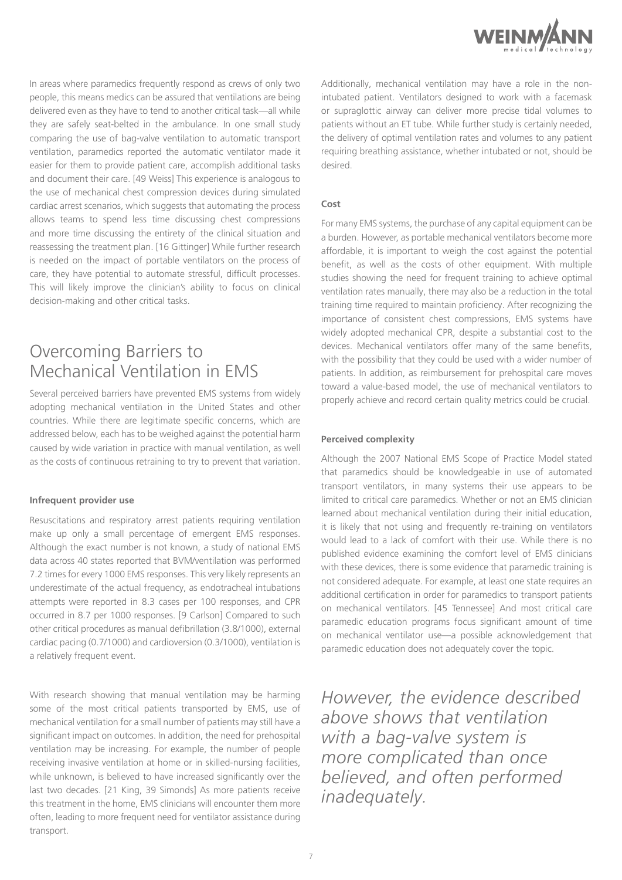In areas where paramedics frequently respond as crews of only two people, this means medics can be assured that ventilations are being delivered even as they have to tend to another critical task—all while they are safely seat-belted in the ambulance. In one small study comparing the use of bag-valve ventilation to automatic transport ventilation, paramedics reported the automatic ventilator made it easier for them to provide patient care, accomplish additional tasks and document their care. [49 Weiss] This experience is analogous to the use of mechanical chest compression devices during simulated cardiac arrest scenarios, which suggests that automating the process allows teams to spend less time discussing chest compressions and more time discussing the entirety of the clinical situation and reassessing the treatment plan. [16 Gittinger] While further research is needed on the impact of portable ventilators on the process of care, they have potential to automate stressful, difficult processes. This will likely improve the clinician's ability to focus on clinical decision-making and other critical tasks.

## Overcoming Barriers to Mechanical Ventilation in EMS

Several perceived barriers have prevented EMS systems from widely adopting mechanical ventilation in the United States and other countries. While there are legitimate specific concerns, which are addressed below, each has to be weighed against the potential harm caused by wide variation in practice with manual ventilation, as well as the costs of continuous retraining to try to prevent that variation.

**Infrequent provider use**

Resuscitations and respiratory arrest patients requiring ventilation make up only a small percentage of emergent EMS responses. Although the exact number is not known, a study of national EMS data across 40 states reported that BVM/ventilation was performed 7.2 times for every 1000 EMS responses. This very likely represents an underestimate of the actual frequency, as endotracheal intubations attempts were reported in 8.3 cases per 100 responses, and CPR occurred in 8.7 per 1000 responses. [9 Carlson] Compared to such other critical procedures as manual defibrillation (3.8/1000), external cardiac pacing (0.7/1000) and cardioversion (0.3/1000), ventilation is a relatively frequent event.

With research showing that manual ventilation may be harming some of the most critical patients transported by EMS, use of mechanical ventilation for a small number of patients may still have a significant impact on outcomes. In addition, the need for prehospital ventilation may be increasing. For example, the number of people receiving invasive ventilation at home or in skilled-nursing facilities, while unknown, is believed to have increased significantly over the last two decades. [21 King, 39 Simonds] As more patients receive this treatment in the home, EMS clinicians will encounter them more often, leading to more frequent need for ventilator assistance during transport.

Additionally, mechanical ventilation may have a role in the non-intubated patient. Ventilators designed to work with a facemask or supraglottic airway can deliver more precise tidal volumes to patients without an ET tube. While further study is certainly needed, the delivery of optimal ventilation rates and volumes to any patient requiring breathing assistance, whether intubated or not, should be desired.

**Cost**

For many EMS systems, the purchase of any capital equipment can be a burden. However, as portable mechanical ventilators become more affordable, it is important to weigh the cost against the potential benefit, as well as the costs of other equipment. With multiple studies showing the need for frequent training to achieve optimal ventilation rates manually, there may also be a reduction in the total training time required to maintain proficiency. After recognizing the importance of consistent chest compressions, EMS systems have widely adopted mechanical CPR, despite a substantial cost to the devices. Mechanical ventilators offer many of the same benefits, with the possibility that they could be used with a wider number of patients. In addition, as reimbursement for prehospital care moves toward a value-based model, the use of mechanical ventilators to properly achieve and record certain quality metrics could be crucial.

**Perceived complexity**

Although the 2007 National EMS Scope of Practice Model stated that paramedics should be knowledgeable in use of automated transport ventilators, in many systems their use appears to be limited to critical care paramedics. Whether or not an EMS clinician learned about mechanical ventilation during their initial education, it is likely that not using and frequently re-training on ventilators would lead to a lack of comfort with their use. While there is no published evidence examining the comfort level of EMS clinicians with these devices, there is some evidence that paramedic training is not considered adequate. For example, at least one state requires an additional certification in order for paramedics to transport patients on mechanical ventilators. [45 Tennessee] And most critical care paramedic education programs focus significant amount of time on mechanical ventilator use—a possible acknowledgement that paramedic education does not adequately cover the topic.

*However, the evidence described above shows that ventilation with a bag-valve system is more complicated than once believed, and often performed inadequately.*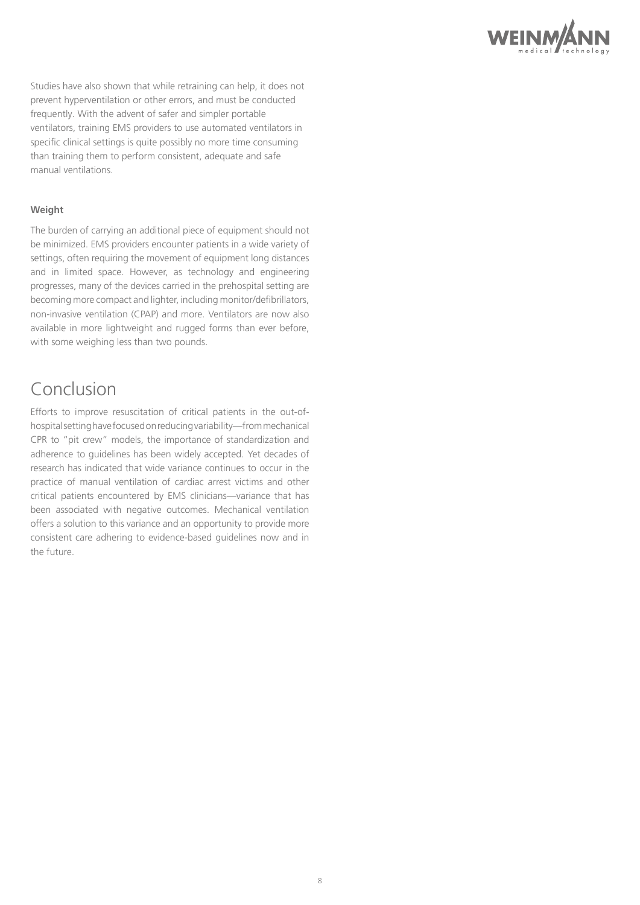Studies have also shown that while retraining can help, it does not prevent hyperventilation or other errors, and must be conducted frequently. With the advent of safer and simpler portable ventilators, training EMS providers to use automated ventilators in specific clinical settings is quite possibly no more time consuming than training them to perform consistent, adequate and safe manual ventilations.

**Weight**

The burden of carrying an additional piece of equipment should not be minimized. EMS providers encounter patients in a wide variety of settings, often requiring the movement of equipment long distances and in limited space. However, as technology and engineering progresses, many of the devices carried in the prehospital setting are becoming more compact and lighter, including monitor/defibrillators, non-invasive ventilation (CPAP) and more. Ventilators are now also available in more lightweight and rugged forms than ever before, with some weighing less than two pounds.

# Conclusion

Efforts to improve resuscitation of critical patients in the out-of-hospital setting have focused on reducing variability—from mechanical CPR to "pit crew" models, the importance of standardization and adherence to guidelines has been widely accepted. Yet decades of research has indicated that wide variance continues to occur in the practice of manual ventilation of cardiac arrest victims and other critical patients encountered by EMS clinicians—variance that has been associated with negative outcomes. Mechanical ventilation offers a solution to this variance and an opportunity to provide more consistent care adhering to evidence-based guidelines now and in the future.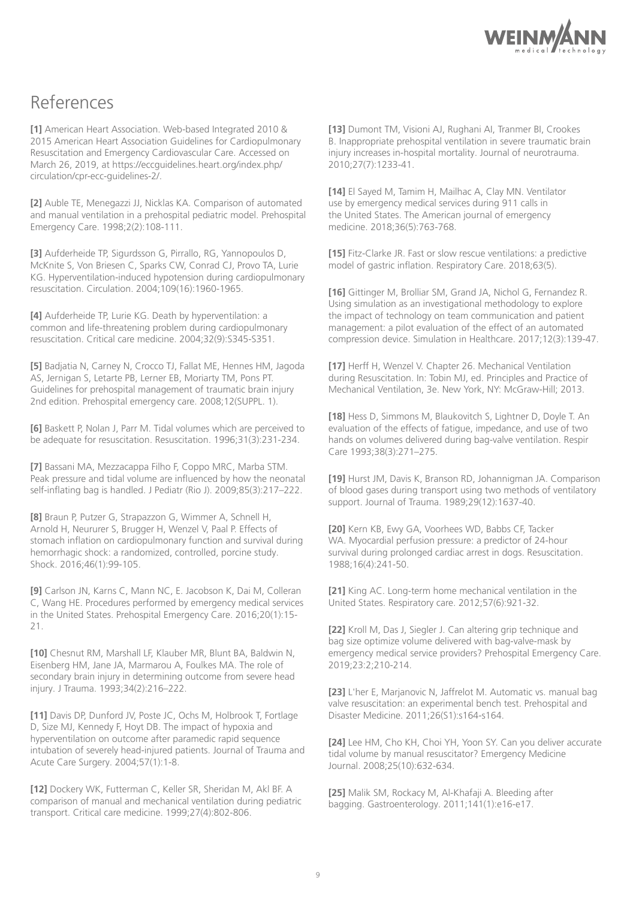# References

**[1]** American Heart Association. Web-based Integrated 2010 & 2015 American Heart Association Guidelines for Cardiopulmonary Resuscitation and Emergency Cardiovascular Care. Accessed on March 26, 2019, at https://eccguidelines.heart.org/index.php/circulation/cpr-ecc-guidelines-2/.

**[2]** Auble TE, Menegazzi JJ, Nicklas KA. Comparison of automated and manual ventilation in a prehospital pediatric model. Prehospital Emergency Care. 1998;2(2):108-111.

**[3]** Aufderheide TP, Sigurdsson G, Pirrallo, RG, Yannopoulos D, McKnite S, Von Briesen C, Sparks CW, Conrad CJ, Provo TA, Lurie KG. Hyperventilation-induced hypotension during cardiopulmonary resuscitation. Circulation. 2004;109(16):1960-1965.

**[4]** Aufderheide TP, Lurie KG. Death by hyperventilation: a common and life-threatening problem during cardiopulmonary resuscitation. Critical care medicine. 2004;32(9):S345-S351.

**[5]** Badjatia N, Carney N, Crocco TJ, Fallat ME, Hennes HM, Jagoda AS, Jernigan S, Letarte PB, Lerner EB, Moriarty TM, Pons PT. Guidelines for prehospital management of traumatic brain injury 2nd edition. Prehospital emergency care. 2008;12(SUPPL. 1).

**[6]** Baskett P, Nolan J, Parr M. Tidal volumes which are perceived to be adequate for resuscitation. Resuscitation. 1996;31(3):231-234.

**[7]** Bassani MA, Mezzacappa Filho F, Coppo MRC, Marba STM. Peak pressure and tidal volume are influenced by how the neonatal self-inflating bag is handled. J Pediatr (Rio J). 2009;85(3):217–222.

**[8]** Braun P, Putzer G, Strapazzon G, Wimmer A, Schnell H, Arnold H, Neururer S, Brugger H, Wenzel V, Paal P. Effects of stomach inflation on cardiopulmonary function and survival during hemorrhagic shock: a randomized, controlled, porcine study. Shock. 2016;46(1):99-105.

**[9]** Carlson JN, Karns C, Mann NC, E. Jacobson K, Dai M, Colleran C, Wang HE. Procedures performed by emergency medical services in the United States. Prehospital Emergency Care. 2016;20(1):15-21.

**[10]** Chesnut RM, Marshall LF, Klauber MR, Blunt BA, Baldwin N, Eisenberg HM, Jane JA, Marmarou A, Foulkes MA. The role of secondary brain injury in determining outcome from severe head injury. J Trauma. 1993;34(2):216–222.

**[11]** Davis DP, Dunford JV, Poste JC, Ochs M, Holbrook T, Fortlage D, Size MJ, Kennedy F, Hoyt DB. The impact of hypoxia and hyperventilation on outcome after paramedic rapid sequence intubation of severely head-injured patients. Journal of Trauma and Acute Care Surgery. 2004;57(1):1-8.

**[12]** Dockery WK, Futterman C, Keller SR, Sheridan M, Akl BF. A comparison of manual and mechanical ventilation during pediatric transport. Critical care medicine. 1999;27(4):802-806.

**[13]** Dumont TM, Visioni AJ, Rughani AI, Tranmer BI, Crookes B. Inappropriate prehospital ventilation in severe traumatic brain injury increases in-hospital mortality. Journal of neurotrauma. 2010;27(7):1233-41.

**[14]** El Sayed M, Tamim H, Mailhac A, Clay MN. Ventilator use by emergency medical services during 911 calls in the United States. The American journal of emergency medicine. 2018;36(5):763-768.

**[15]** Fitz-Clarke JR. Fast or slow rescue ventilations: a predictive model of gastric inflation. Respiratory Care. 2018;63(5).

**[16]** Gittinger M, Brolliar SM, Grand JA, Nichol G, Fernandez R. Using simulation as an investigational methodology to explore the impact of technology on team communication and patient management: a pilot evaluation of the effect of an automated compression device. Simulation in Healthcare. 2017;12(3):139-47.

**[17]** Herff H, Wenzel V. Chapter 26. Mechanical Ventilation during Resuscitation. In: Tobin MJ, ed. Principles and Practice of Mechanical Ventilation, 3e. New York, NY: McGraw-Hill; 2013.

**[18]** Hess D, Simmons M, Blaukovitch S, Lightner D, Doyle T. An evaluation of the effects of fatigue, impedance, and use of two hands on volumes delivered during bag-valve ventilation. Respir Care 1993;38(3):271–275.

**[19]** Hurst JM, Davis K, Branson RD, Johannigman JA. Comparison of blood gases during transport using two methods of ventilatory support. Journal of Trauma. 1989;29(12):1637-40.

**[20]** Kern KB, Ewy GA, Voorhees WD, Babbs CF, Tacker WA. Myocardial perfusion pressure: a predictor of 24-hour survival during prolonged cardiac arrest in dogs. Resuscitation. 1988;16(4):241-50.

**[21]** King AC. Long-term home mechanical ventilation in the United States. Respiratory care. 2012;57(6):921-32.

**[22]** Kroll M, Das J, Siegler J. Can altering grip technique and bag size optimize volume delivered with bag-valve-mask by emergency medical service providers? Prehospital Emergency Care. 2019;23:2;210-214.

**[23]** L'her E, Marjanovic N, Jaffrelot M. Automatic vs. manual bag valve resuscitation: an experimental bench test. Prehospital and Disaster Medicine. 2011;26(S1):s164-s164.

**[24]** Lee HM, Cho KH, Choi YH, Yoon SY. Can you deliver accurate tidal volume by manual resuscitator? Emergency Medicine Journal. 2008;25(10):632-634.

**[25]** Malik SM, Rockacy M, Al-Khafaji A. Bleeding after bagging. Gastroenterology. 2011;141(1):e16-e17.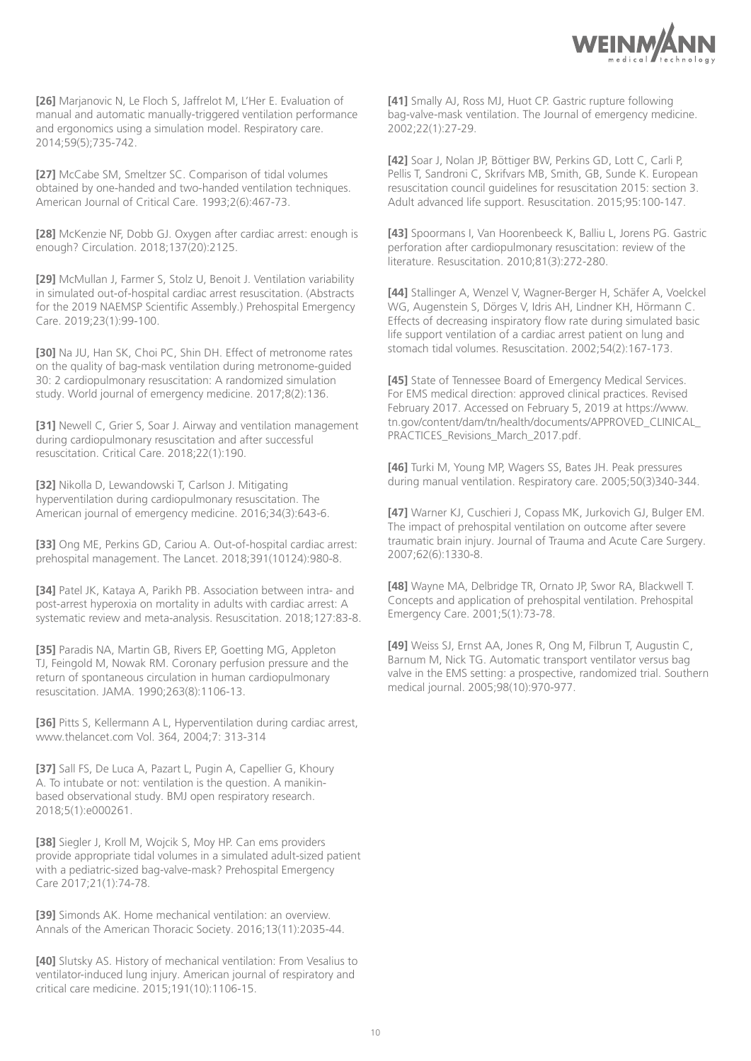**[26]** Marjanovic N, Le Floch S, Jaffrelot M, L'Her E. Evaluation of manual and automatic manually-triggered ventilation performance and ergonomics using a simulation model. Respiratory care. 2014;59(5);735-742.

**[27]** McCabe SM, Smeltzer SC. Comparison of tidal volumes obtained by one-handed and two-handed ventilation techniques. American Journal of Critical Care. 1993;2(6):467-73.

**[28]** McKenzie NF, Dobb GJ. Oxygen after cardiac arrest: enough is enough? Circulation. 2018;137(20):2125.

**[29]** McMullan J, Farmer S, Stolz U, Benoit J. Ventilation variability in simulated out-of-hospital cardiac arrest resuscitation. (Abstracts for the 2019 NAEMSP Scientific Assembly.) Prehospital Emergency Care. 2019;23(1):99-100.

**[30]** Na JU, Han SK, Choi PC, Shin DH. Effect of metronome rates on the quality of bag-mask ventilation during metronome-guided 30: 2 cardiopulmonary resuscitation: A randomized simulation study. World journal of emergency medicine. 2017;8(2):136.

**[31]** Newell C, Grier S, Soar J. Airway and ventilation management during cardiopulmonary resuscitation and after successful resuscitation. Critical Care. 2018;22(1):190.

**[32]** Nikolla D, Lewandowski T, Carlson J. Mitigating hyperventilation during cardiopulmonary resuscitation. The American journal of emergency medicine. 2016;34(3):643-6.

**[33]** Ong ME, Perkins GD, Cariou A. Out-of-hospital cardiac arrest: prehospital management. The Lancet. 2018;391(10124):980-8.

**[34]** Patel JK, Kataya A, Parikh PB. Association between intra- and post-arrest hyperoxia on mortality in adults with cardiac arrest: A systematic review and meta-analysis. Resuscitation. 2018;127:83-8.

**[35]** Paradis NA, Martin GB, Rivers EP, Goetting MG, Appleton TJ, Feingold M, Nowak RM. Coronary perfusion pressure and the return of spontaneous circulation in human cardiopulmonary resuscitation. JAMA. 1990;263(8):1106-13.

**[36]** Pitts S, Kellermann A L, Hyperventilation during cardiac arrest, www.thelancet.com Vol. 364, 2004;7: 313-314

**[37]** Sall FS, De Luca A, Pazart L, Pugin A, Capellier G, Khoury A. To intubate or not: ventilation is the question. A manikin-based observational study. BMJ open respiratory research. 2018;5(1):e000261.

**[38]** Siegler J, Kroll M, Wojcik S, Moy HP. Can ems providers provide appropriate tidal volumes in a simulated adult-sized patient with a pediatric-sized bag-valve-mask? Prehospital Emergency Care 2017;21(1):74-78.

**[39]** Simonds AK. Home mechanical ventilation: an overview. Annals of the American Thoracic Society. 2016;13(11):2035-44.

**[40]** Slutsky AS. History of mechanical ventilation: From Vesalius to ventilator-induced lung injury. American journal of respiratory and critical care medicine. 2015;191(10):1106-15.

**[41]** Smally AJ, Ross MJ, Huot CP. Gastric rupture following bag-valve-mask ventilation. The Journal of emergency medicine. 2002;22(1):27-29.

**[42]** Soar J, Nolan JP, Böttiger BW, Perkins GD, Lott C, Carli P, Pellis T, Sandroni C, Skrifvars MB, Smith, GB, Sunde K. European resuscitation council guidelines for resuscitation 2015: section 3. Adult advanced life support. Resuscitation. 2015;95:100-147.

**[43]** Spoormans I, Van Hoorenbeeck K, Balliu L, Jorens PG. Gastric perforation after cardiopulmonary resuscitation: review of the literature. Resuscitation. 2010;81(3):272-280.

**[44]** Stallinger A, Wenzel V, Wagner-Berger H, Schäfer A, Voelckel WG, Augenstein S, Dörges V, Idris AH, Lindner KH, Hörmann C. Effects of decreasing inspiratory flow rate during simulated basic life support ventilation of a cardiac arrest patient on lung and stomach tidal volumes. Resuscitation. 2002;54(2):167-173.

**[45]** State of Tennessee Board of Emergency Medical Services. For EMS medical direction: approved clinical practices. Revised February 2017. Accessed on February 5, 2019 at https://www.tn.gov/content/dam/tn/health/documents/APPROVED_CLINICAL_PRACTICES_Revisions_March_2017.pdf.

**[46]** Turki M, Young MP, Wagers SS, Bates JH. Peak pressures during manual ventilation. Respiratory care. 2005;50(3)340-344.

**[47]** Warner KJ, Cuschieri J, Copass MK, Jurkovich GJ, Bulger EM. The impact of prehospital ventilation on outcome after severe traumatic brain injury. Journal of Trauma and Acute Care Surgery. 2007;62(6):1330-8.

**[48]** Wayne MA, Delbridge TR, Ornato JP, Swor RA, Blackwell T. Concepts and application of prehospital ventilation. Prehospital Emergency Care. 2001;5(1):73-78.

**[49]** Weiss SJ, Ernst AA, Jones R, Ong M, Filbrun T, Augustin C, Barnum M, Nick TG. Automatic transport ventilator versus bag valve in the EMS setting: a prospective, randomized trial. Southern medical journal. 2005;98(10):970-977.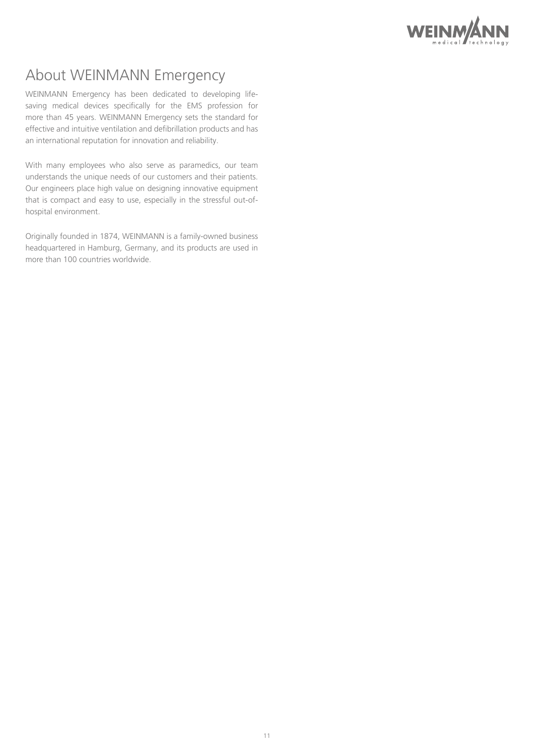# About WEINMANN Emergency

WEINMANN Emergency has been dedicated to developing life-saving medical devices specifically for the EMS profession for more than 45 years. WEINMANN Emergency sets the standard for effective and intuitive ventilation and defibrillation products and has an international reputation for innovation and reliability.

With many employees who also serve as paramedics, our team understands the unique needs of our customers and their patients. Our engineers place high value on designing innovative equipment that is compact and easy to use, especially in the stressful out-of-hospital environment.

Originally founded in 1874, WEINMANN is a family-owned business headquartered in Hamburg, Germany, and its products are used in more than 100 countries worldwide.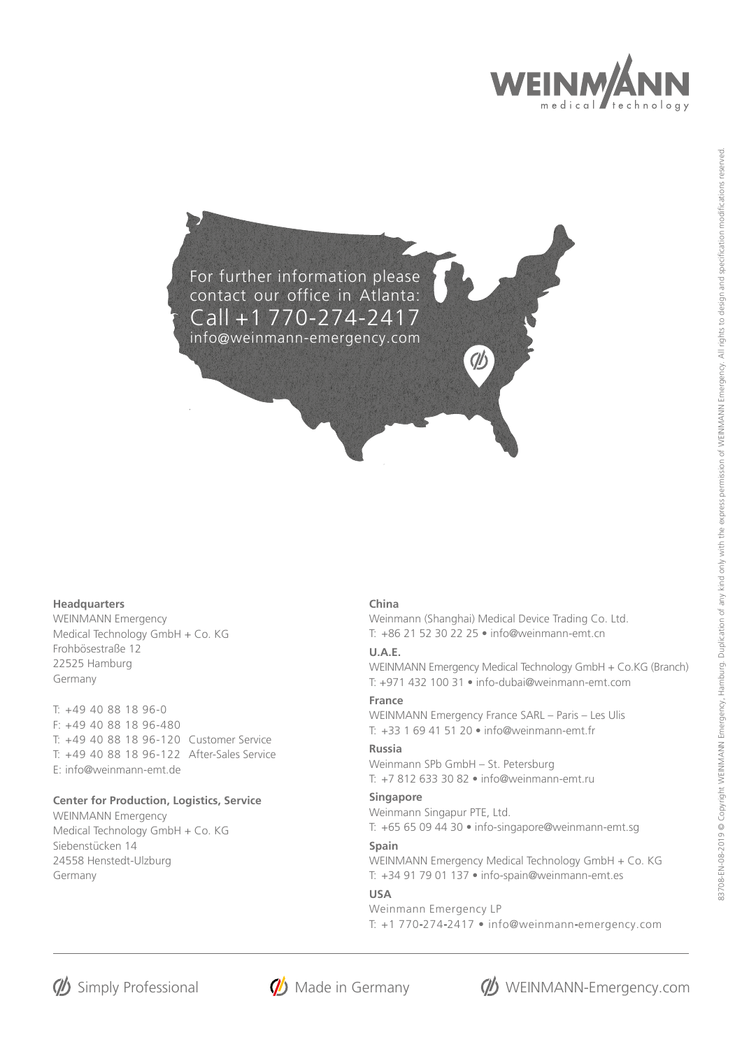For further information please contact our office in Atlanta:
Call +1 770-274-2417
info@weinmann-emergency.com

**Headquarters**
WEINMANN Emergency
Medical Technology GmbH + Co. KG
Frohbösestraße 12
22525 Hamburg
Germany

T: +49 40 88 18 96-0
F: +49 40 88 18 96-480
T: +49 40 88 18 96-120 Customer Service
T: +49 40 88 18 96-122 After-Sales Service
E: info@weinmann-emt.de

**Center for Production, Logistics, Service**
WEINMANN Emergency
Medical Technology GmbH + Co. KG
Siebenstücken 14
24558 Henstedt-Ulzburg
Germany

**China**
Weinmann (Shanghai) Medical Device Trading Co. Ltd.
T: +86 21 52 30 22 25 • info@weinmann-emt.cn

**U.A.E.**
WEINMANN Emergency Medical Technology GmbH + Co.KG (Branch)
T: +971 432 100 31 • info-dubai@weinmann-emt.com

**France**
WEINMANN Emergency France SARL – Paris – Les Ulis
T: +33 1 69 41 51 20 • info@weinmann-emt.fr

**Russia**
Weinmann SPb GmbH – St. Petersburg
T: +7 812 633 30 82 • info@weinmann-emt.ru

**Singapore**
Weinmann Singapur PTE, Ltd.
T: +65 65 09 44 30 • info-singapore@weinmann-emt.sg

**Spain**
WEINMANN Emergency Medical Technology GmbH + Co. KG
T: +34 91 79 01 137 • info-spain@weinmann-emt.es

**USA**
Weinmann Emergency LP
T: +1 770-274-2417 • info@weinmann-emergency.com

Simply Professional | Made in Germany | WEINMANN-Emergency.com

83708-EN-08-2019 © Copyright WEINMANN Emergency, Hamburg. Duplication of any kind only with the express permission of WEINMANN Emergency. All rights to design and specification modifications reserved.